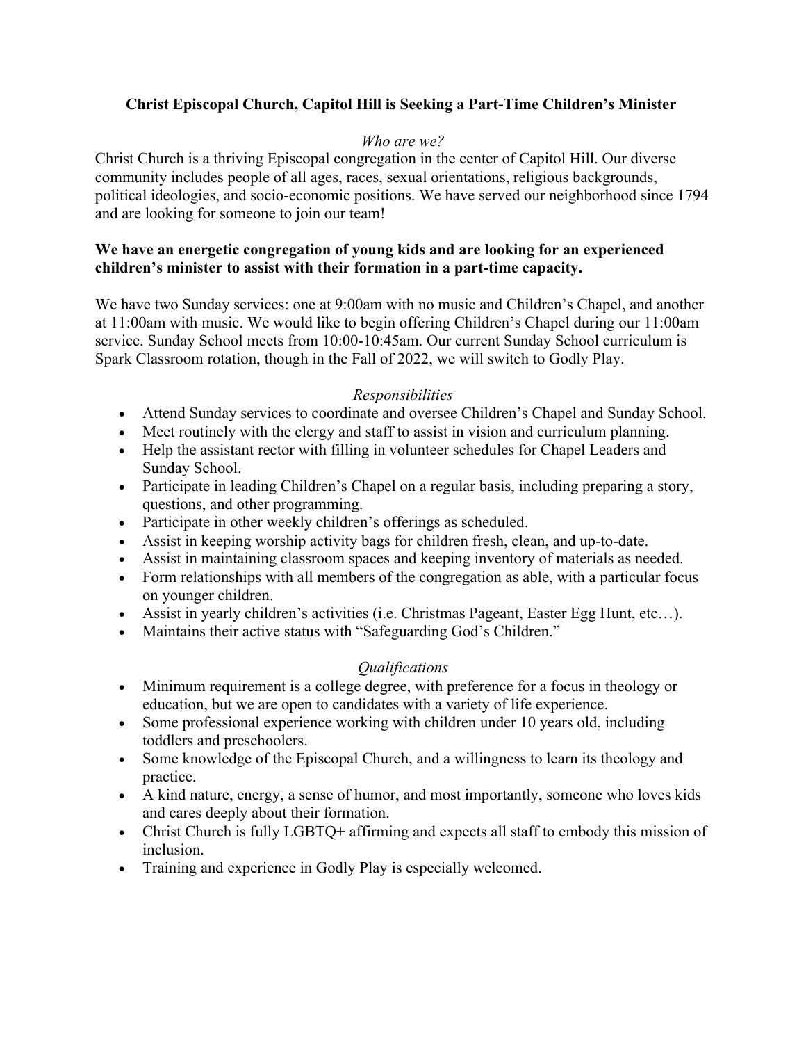# Christ Episcopal Church, Capitol Hill is Seeking a Part-Time Children's Minister

*Who are we?*

Christ Church is a thriving Episcopal congregation in the center of Capitol Hill. Our diverse community includes people of all ages, races, sexual orientations, religious backgrounds, political ideologies, and socio-economic positions. We have served our neighborhood since 1794 and are looking for someone to join our team!

**We have an energetic congregation of young kids and are looking for an experienced children's minister to assist with their formation in a part-time capacity.**

We have two Sunday services: one at 9:00am with no music and Children's Chapel, and another at 11:00am with music. We would like to begin offering Children's Chapel during our 11:00am service. Sunday School meets from 10:00-10:45am. Our current Sunday School curriculum is Spark Classroom rotation, though in the Fall of 2022, we will switch to Godly Play.

*Responsibilities*

- Attend Sunday services to coordinate and oversee Children's Chapel and Sunday School.
- Meet routinely with the clergy and staff to assist in vision and curriculum planning.
- Help the assistant rector with filling in volunteer schedules for Chapel Leaders and Sunday School.
- Participate in leading Children's Chapel on a regular basis, including preparing a story, questions, and other programming.
- Participate in other weekly children's offerings as scheduled.
- Assist in keeping worship activity bags for children fresh, clean, and up-to-date.
- Assist in maintaining classroom spaces and keeping inventory of materials as needed.
- Form relationships with all members of the congregation as able, with a particular focus on younger children.
- Assist in yearly children's activities (i.e. Christmas Pageant, Easter Egg Hunt, etc…).
- Maintains their active status with "Safeguarding God's Children."

*Qualifications*

- Minimum requirement is a college degree, with preference for a focus in theology or education, but we are open to candidates with a variety of life experience.
- Some professional experience working with children under 10 years old, including toddlers and preschoolers.
- Some knowledge of the Episcopal Church, and a willingness to learn its theology and practice.
- A kind nature, energy, a sense of humor, and most importantly, someone who loves kids and cares deeply about their formation.
- Christ Church is fully LGBTQ+ affirming and expects all staff to embody this mission of inclusion.
- Training and experience in Godly Play is especially welcomed.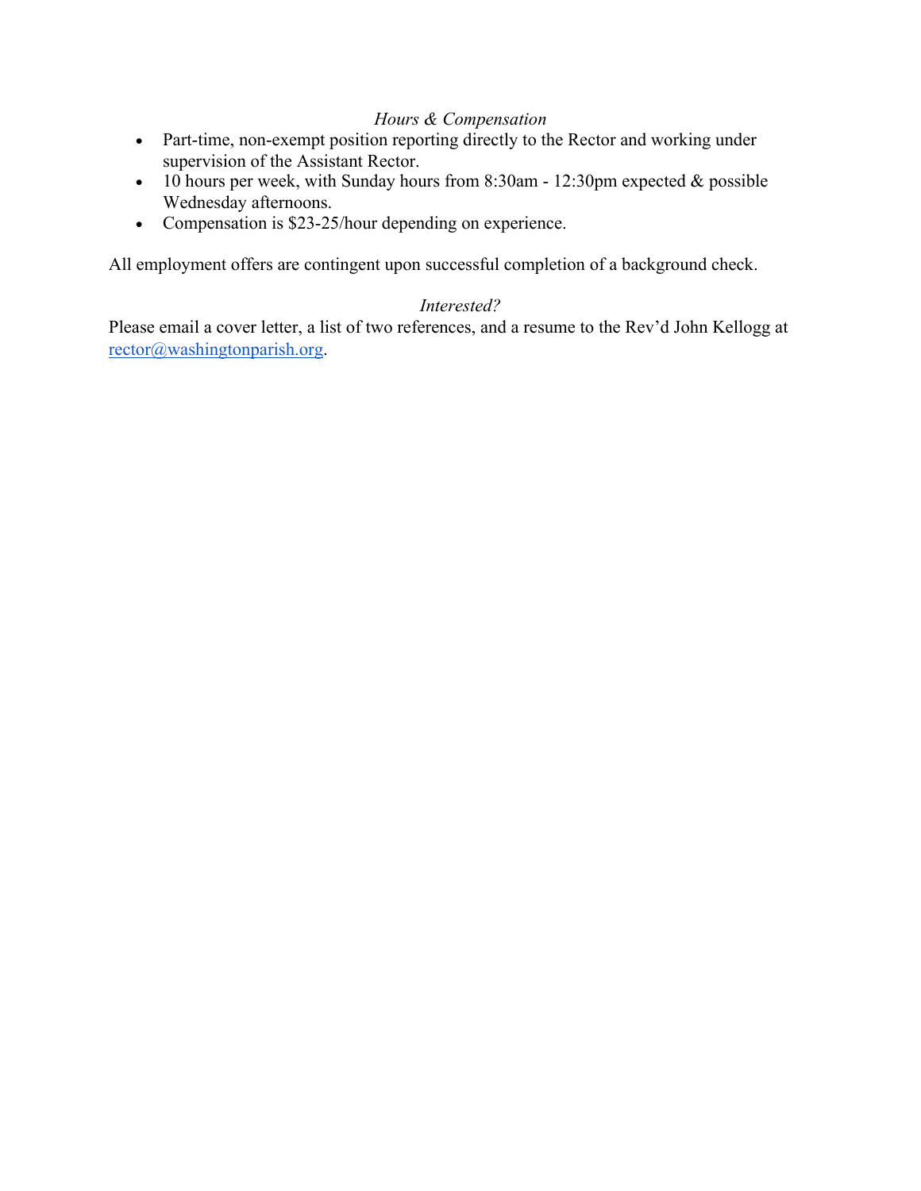*Hours & Compensation*

- Part-time, non-exempt position reporting directly to the Rector and working under supervision of the Assistant Rector.
- 10 hours per week, with Sunday hours from 8:30am - 12:30pm expected & possible Wednesday afternoons.
- Compensation is $23-25/hour depending on experience.

All employment offers are contingent upon successful completion of a background check.

*Interested?*

Please email a cover letter, a list of two references, and a resume to the Rev’d John Kellogg at rector@washingtonparish.org.